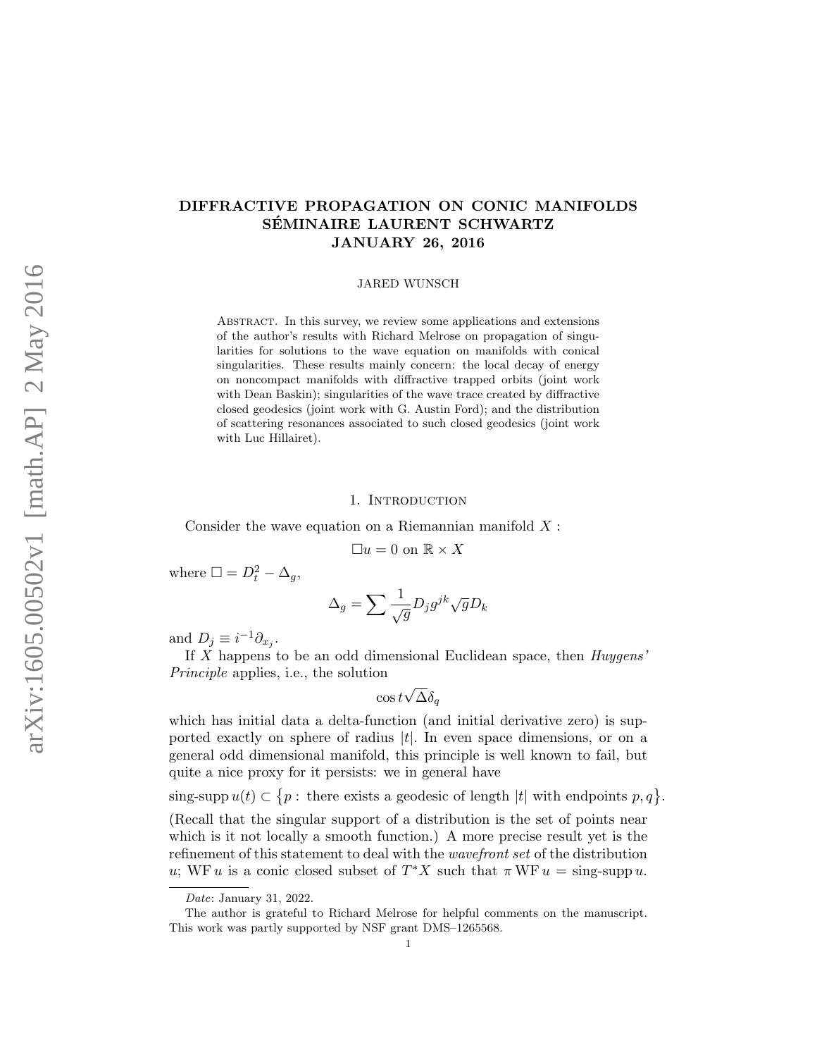# DIFFRACTIVE PROPAGATION ON CONIC MANIFOLDS SÉMINAIRE LAURENT SCHWARTZ JANUARY 26, 2016

JARED WUNSCH

Abstract. In this survey, we review some applications and extensions of the author's results with Richard Melrose on propagation of singularities for solutions to the wave equation on manifolds with conical singularities. These results mainly concern: the local decay of energy on noncompact manifolds with diffractive trapped orbits (joint work with Dean Baskin); singularities of the wave trace created by diffractive closed geodesics (joint work with G. Austin Ford); and the distribution of scattering resonances associated to such closed geodesics (joint work with Luc Hillairet).

## 1. Introduction

Consider the wave equation on a Riemannian manifold $X$ :

$$\Box u = 0 \text{ on } \mathbb{R} \times X$$

where $\Box = D_t^2 - \Delta_g$,

$$\Delta_g = \sum \frac{1}{\sqrt{g}} D_j g^{jk} \sqrt{g} D_k$$

and $D_j \equiv i^{-1}\partial_{x_j}$.

If $X$ happens to be an odd dimensional Euclidean space, then *Huygens' Principle* applies, i.e., the solution

$$\cos t\sqrt{\Delta}\delta_q$$

which has initial data a delta-function (and initial derivative zero) is supported exactly on sphere of radius $|t|$. In even space dimensions, or on a general odd dimensional manifold, this principle is well known to fail, but quite a nice proxy for it persists: we in general have

$$\text{sing-supp}\, u(t) \subset \big\{p : \text{ there exists a geodesic of length } |t| \text{ with endpoints } p, q\big\}.$$

(Recall that the singular support of a distribution is the set of points near which is it not locally a smooth function.) A more precise result yet is the refinement of this statement to deal with the *wavefront set* of the distribution $u$; $\mathrm{WF}\, u$ is a conic closed subset of $T^*X$ such that $\pi\, \mathrm{WF}\, u = \text{sing-supp}\, u$.

*Date*: January 31, 2022.

The author is grateful to Richard Melrose for helpful comments on the manuscript. This work was partly supported by NSF grant DMS–1265568.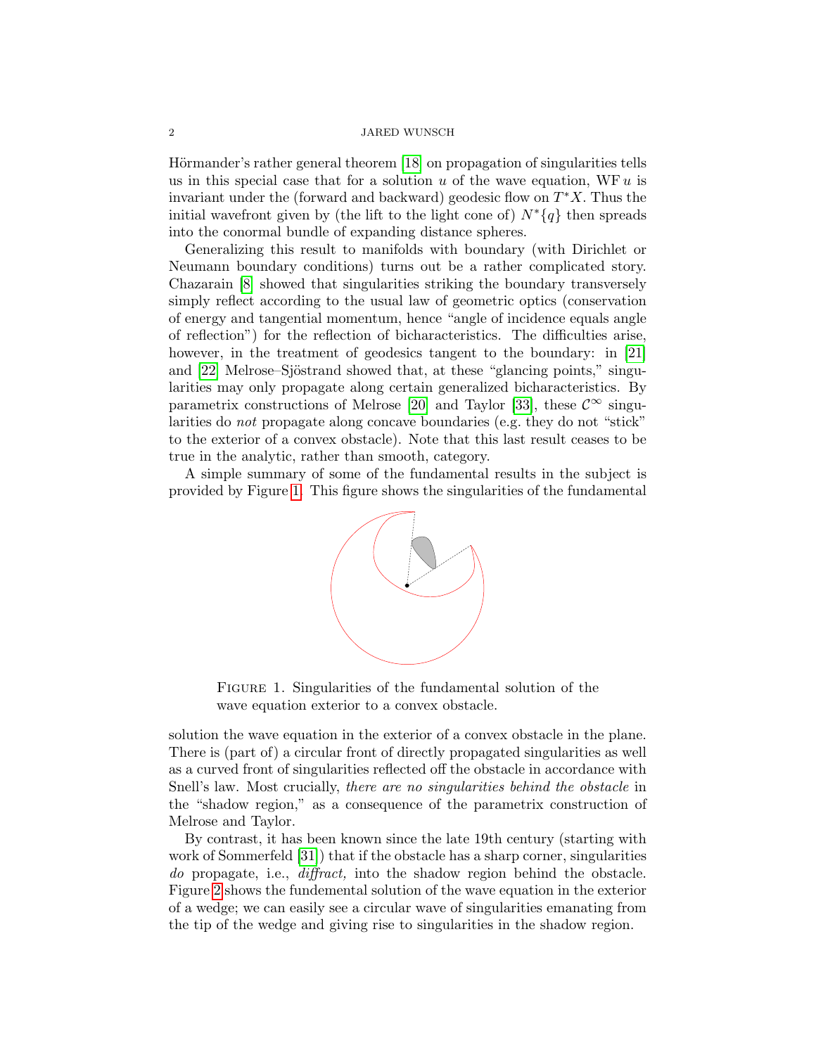Hörmander's rather general theorem [18] on propagation of singularities tells us in this special case that for a solution $u$ of the wave equation, $\mathrm{WF}\, u$ is invariant under the (forward and backward) geodesic flow on $T^*X$. Thus the initial wavefront given by (the lift to the light cone of) $N^*\{q\}$ then spreads into the conormal bundle of expanding distance spheres.

Generalizing this result to manifolds with boundary (with Dirichlet or Neumann boundary conditions) turns out be a rather complicated story. Chazarain [8] showed that singularities striking the boundary transversely simply reflect according to the usual law of geometric optics (conservation of energy and tangential momentum, hence "angle of incidence equals angle of reflection") for the reflection of bicharacteristics. The difficulties arise, however, in the treatment of geodesics tangent to the boundary: in [21] and [22] Melrose–Sjöstrand showed that, at these "glancing points," singularities may only propagate along certain generalized bicharacteristics. By parametrix constructions of Melrose [20] and Taylor [33], these $\mathcal{C}^\infty$ singularities do *not* propagate along concave boundaries (e.g. they do not "stick" to the exterior of a convex obstacle). Note that this last result ceases to be true in the analytic, rather than smooth, category.

A simple summary of some of the fundamental results in the subject is provided by Figure 1. This figure shows the singularities of the fundamental

FIGURE 1. Singularities of the fundamental solution of the wave equation exterior to a convex obstacle.

solution the wave equation in the exterior of a convex obstacle in the plane. There is (part of) a circular front of directly propagated singularities as well as a curved front of singularities reflected off the obstacle in accordance with Snell's law. Most crucially, *there are no singularities behind the obstacle* in the "shadow region," as a consequence of the parametrix construction of Melrose and Taylor.

By contrast, it has been known since the late 19th century (starting with work of Sommerfeld [31]) that if the obstacle has a sharp corner, singularities *do* propagate, i.e., *diffract,* into the shadow region behind the obstacle. Figure 2 shows the fundemental solution of the wave equation in the exterior of a wedge; we can easily see a circular wave of singularities emanating from the tip of the wedge and giving rise to singularities in the shadow region.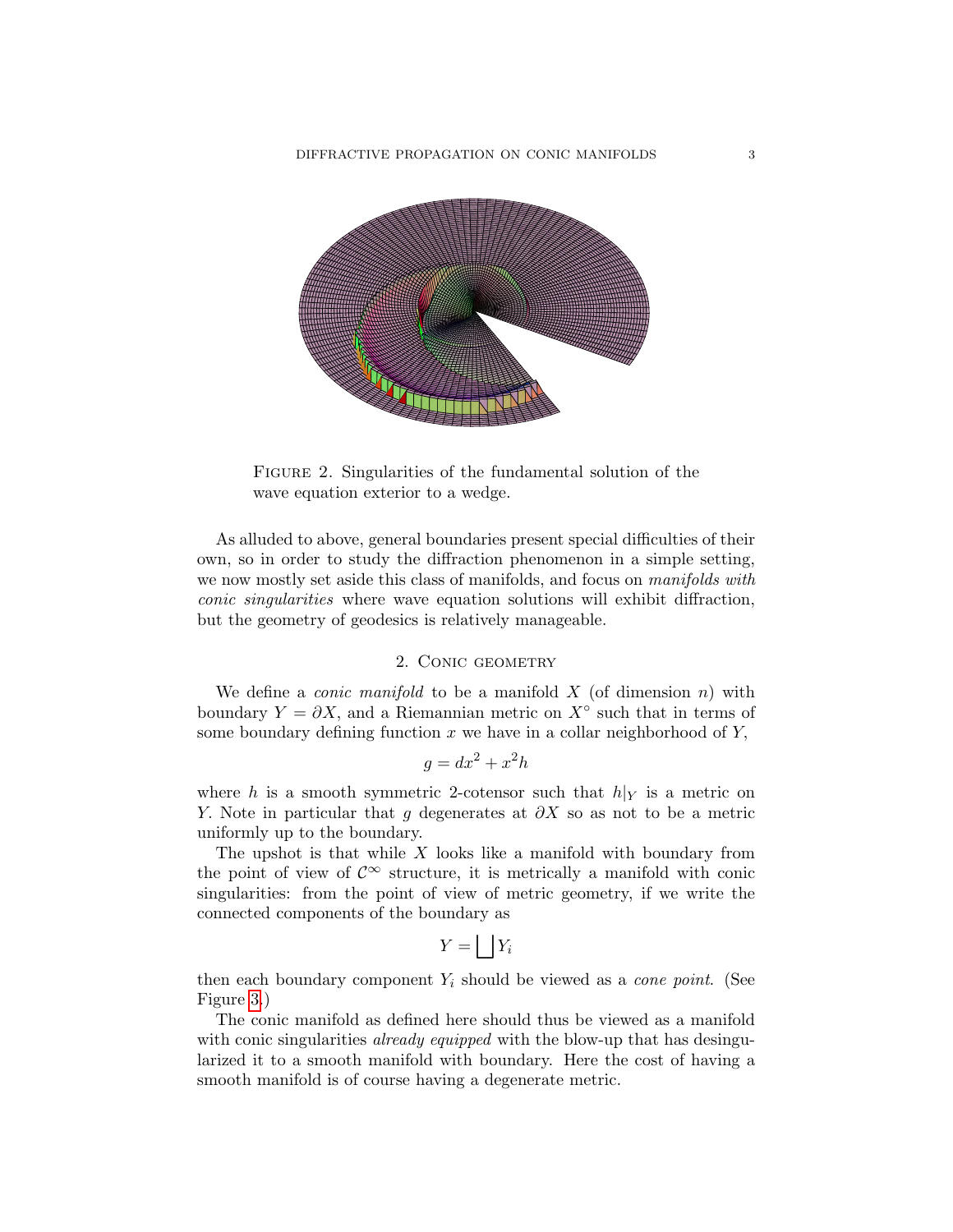Figure 2. Singularities of the fundamental solution of the wave equation exterior to a wedge.

As alluded to above, general boundaries present special difficulties of their own, so in order to study the diffraction phenomenon in a simple setting, we now mostly set aside this class of manifolds, and focus on *manifolds with conic singularities* where wave equation solutions will exhibit diffraction, but the geometry of geodesics is relatively manageable.

## 2. Conic geometry

We define a *conic manifold* to be a manifold $X$ (of dimension $n$) with boundary $Y = \partial X$, and a Riemannian metric on $X^\circ$ such that in terms of some boundary defining function $x$ we have in a collar neighborhood of $Y$,

$$g = dx^2 + x^2 h$$

where $h$ is a smooth symmetric 2-cotensor such that $h|_Y$ is a metric on $Y$. Note in particular that $g$ degenerates at $\partial X$ so as not to be a metric uniformly up to the boundary.

The upshot is that while $X$ looks like a manifold with boundary from the point of view of $\mathcal{C}^\infty$ structure, it is metrically a manifold with conic singularities: from the point of view of metric geometry, if we write the connected components of the boundary as

$$Y = \bigsqcup Y_i$$

then each boundary component $Y_i$ should be viewed as a *cone point*. (See Figure 3.)

The conic manifold as defined here should thus be viewed as a manifold with conic singularities *already equipped* with the blow-up that has desingularized it to a smooth manifold with boundary. Here the cost of having a smooth manifold is of course having a degenerate metric.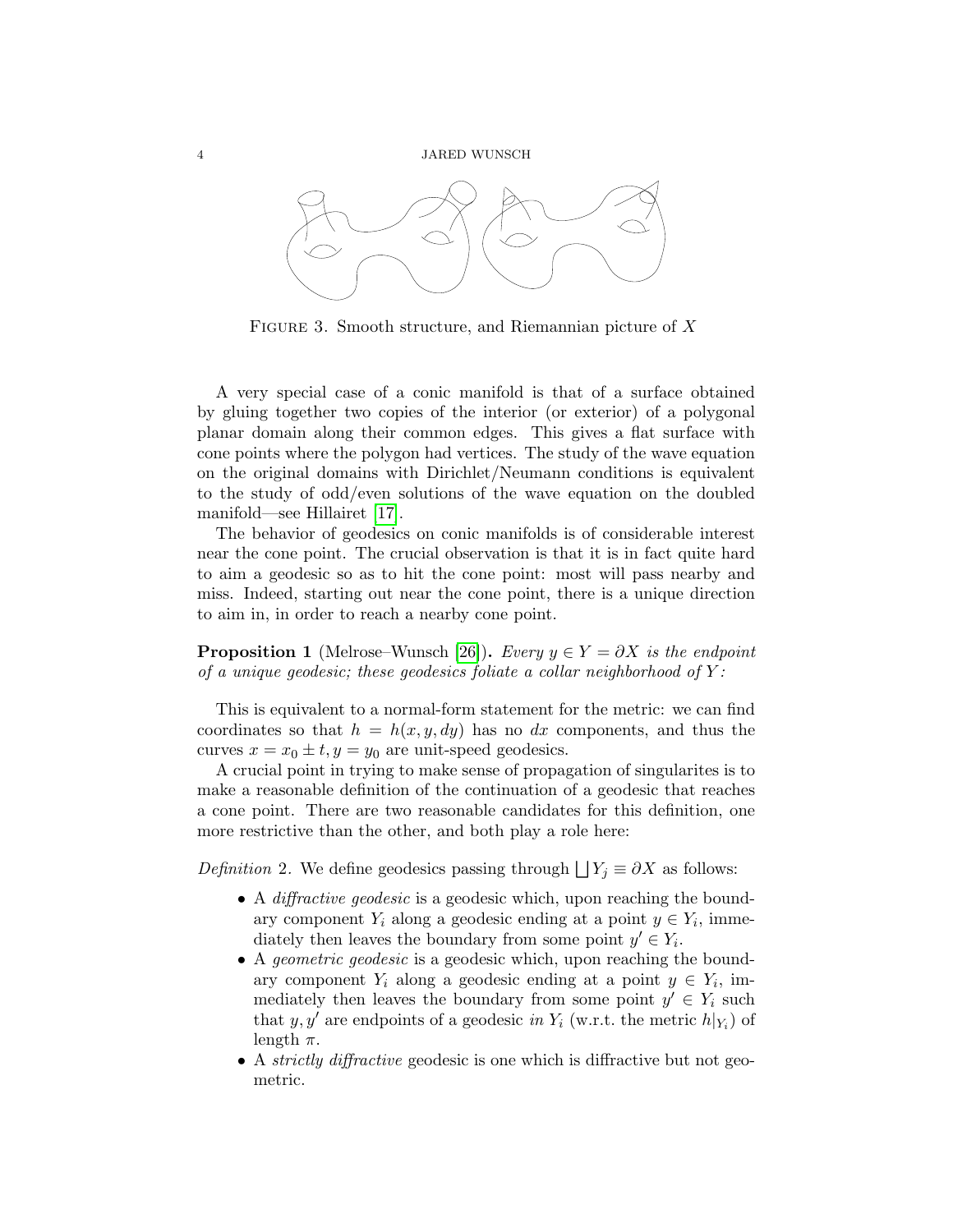Figure 3. Smooth structure, and Riemannian picture of $X$

A very special case of a conic manifold is that of a surface obtained by gluing together two copies of the interior (or exterior) of a polygonal planar domain along their common edges. This gives a flat surface with cone points where the polygon had vertices. The study of the wave equation on the original domains with Dirichlet/Neumann conditions is equivalent to the study of odd/even solutions of the wave equation on the doubled manifold—see Hillairet [17].

The behavior of geodesics on conic manifolds is of considerable interest near the cone point. The crucial observation is that it is in fact quite hard to aim a geodesic so as to hit the cone point: most will pass nearby and miss. Indeed, starting out near the cone point, there is a unique direction to aim in, in order to reach a nearby cone point.

**Proposition 1** (Melrose–Wunsch [26]). *Every $y \in Y = \partial X$ is the endpoint of a unique geodesic; these geodesics foliate a collar neighborhood of $Y$:*

This is equivalent to a normal-form statement for the metric: we can find coordinates so that $h = h(x, y, dy)$ has no $dx$ components, and thus the curves $x = x_0 \pm t, y = y_0$ are unit-speed geodesics.

A crucial point in trying to make sense of propagation of singularites is to make a reasonable definition of the continuation of a geodesic that reaches a cone point. There are two reasonable candidates for this definition, one more restrictive than the other, and both play a role here:

*Definition* 2. We define geodesics passing through $\bigsqcup Y_j \equiv \partial X$ as follows:

- A *diffractive geodesic* is a geodesic which, upon reaching the boundary component $Y_i$ along a geodesic ending at a point $y \in Y_i$, immediately then leaves the boundary from some point $y' \in Y_i$.
- A *geometric geodesic* is a geodesic which, upon reaching the boundary component $Y_i$ along a geodesic ending at a point $y \in Y_i$, immediately then leaves the boundary from some point $y' \in Y_i$ such that $y, y'$ are endpoints of a geodesic *in* $Y_i$ (w.r.t. the metric $h|_{Y_i}$) of length $\pi$.
- A *strictly diffractive* geodesic is one which is diffractive but not geometric.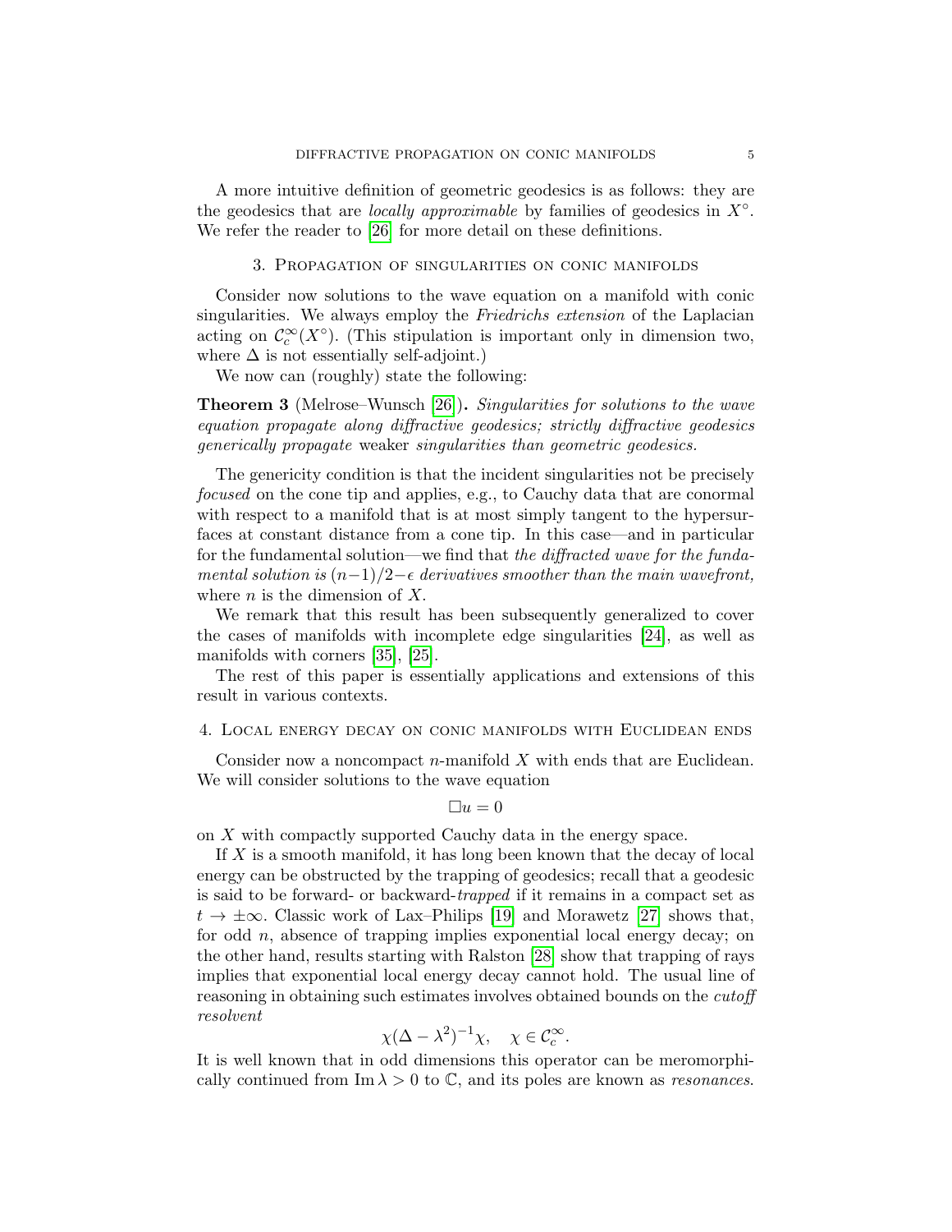A more intuitive definition of geometric geodesics is as follows: they are the geodesics that are *locally approximable* by families of geodesics in $X^\circ$. We refer the reader to [26] for more detail on these definitions.

## 3. Propagation of singularities on conic manifolds

Consider now solutions to the wave equation on a manifold with conic singularities. We always employ the *Friedrichs extension* of the Laplacian acting on $\mathcal{C}_c^\infty(X^\circ)$. (This stipulation is important only in dimension two, where $\Delta$ is not essentially self-adjoint.)

We now can (roughly) state the following:

**Theorem 3** (Melrose–Wunsch [26])**.** *Singularities for solutions to the wave equation propagate along diffractive geodesics; strictly diffractive geodesics generically propagate* weaker *singularities than geometric geodesics.*

The genericity condition is that the incident singularities not be precisely *focused* on the cone tip and applies, e.g., to Cauchy data that are conormal with respect to a manifold that is at most simply tangent to the hypersurfaces at constant distance from a cone tip. In this case—and in particular for the fundamental solution—we find that *the diffracted wave for the fundamental solution is $(n-1)/2-\epsilon$ derivatives smoother than the main wavefront,* where $n$ is the dimension of $X$.

We remark that this result has been subsequently generalized to cover the cases of manifolds with incomplete edge singularities [24], as well as manifolds with corners [35], [25].

The rest of this paper is essentially applications and extensions of this result in various contexts.

## 4. Local energy decay on conic manifolds with Euclidean ends

Consider now a noncompact $n$-manifold $X$ with ends that are Euclidean. We will consider solutions to the wave equation

$$\Box u = 0$$

on $X$ with compactly supported Cauchy data in the energy space.

If $X$ is a smooth manifold, it has long been known that the decay of local energy can be obstructed by the trapping of geodesics; recall that a geodesic is said to be forward- or backward-*trapped* if it remains in a compact set as $t \to \pm\infty$. Classic work of Lax–Philips [19] and Morawetz [27] shows that, for odd $n$, absence of trapping implies exponential local energy decay; on the other hand, results starting with Ralston [28] show that trapping of rays implies that exponential local energy decay cannot hold. The usual line of reasoning in obtaining such estimates involves obtained bounds on the *cutoff resolvent*

$$\chi(\Delta - \lambda^2)^{-1}\chi, \quad \chi \in \mathcal{C}_c^\infty.$$

It is well known that in odd dimensions this operator can be meromorphically continued from $\operatorname{Im}\lambda > 0$ to $\mathbb{C}$, and its poles are known as *resonances.*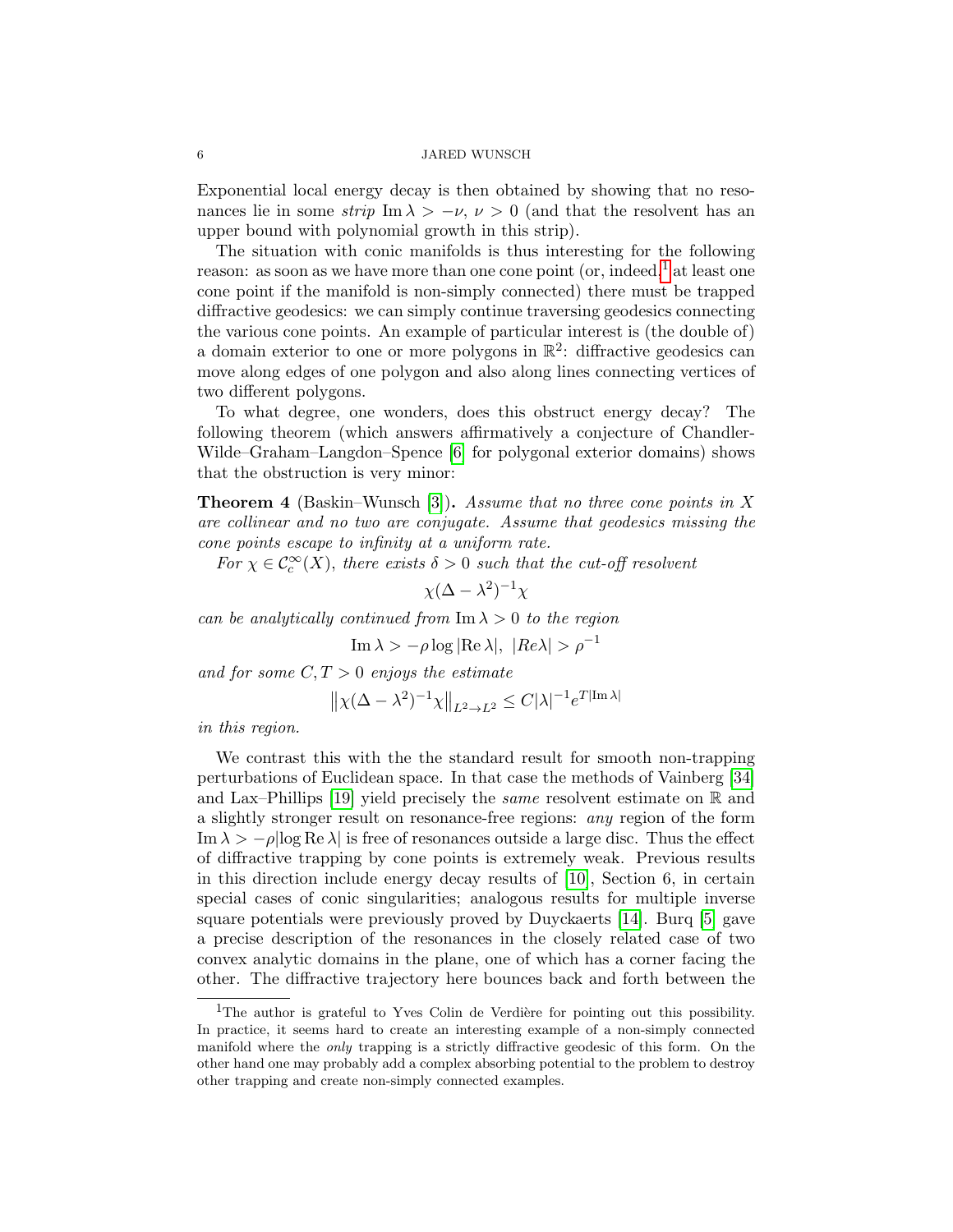Exponential local energy decay is then obtained by showing that no resonances lie in some *strip* $\operatorname{Im}\lambda > -\nu$, $\nu > 0$ (and that the resolvent has an upper bound with polynomial growth in this strip).

The situation with conic manifolds is thus interesting for the following reason: as soon as we have more than one cone point (or, indeed,[1] at least one cone point if the manifold is non-simply connected) there must be trapped diffractive geodesics: we can simply continue traversing geodesics connecting the various cone points. An example of particular interest is (the double of) a domain exterior to one or more polygons in $\mathbb{R}^2$: diffractive geodesics can move along edges of one polygon and also along lines connecting vertices of two different polygons.

To what degree, one wonders, does this obstruct energy decay? The following theorem (which answers affirmatively a conjecture of Chandler-Wilde–Graham–Langdon–Spence [6] for polygonal exterior domains) shows that the obstruction is very minor:

**Theorem 4** (Baskin–Wunsch [3])**.** *Assume that no three cone points in $X$ are collinear and no two are conjugate. Assume that geodesics missing the cone points escape to infinity at a uniform rate.*

*For $\chi \in \mathcal{C}_c^\infty(X)$, there exists $\delta > 0$ such that the cut-off resolvent*

$$\chi(\Delta - \lambda^2)^{-1}\chi$$

*can be analytically continued from $\operatorname{Im}\lambda > 0$ to the region*

$$\operatorname{Im}\lambda > -\rho \log|\operatorname{Re}\lambda|, \;\; |Re\lambda| > \rho^{-1}$$

*and for some $C, T > 0$ enjoys the estimate*

$$\left\| \chi(\Delta - \lambda^2)^{-1}\chi \right\|_{L^2 \to L^2} \leq C|\lambda|^{-1} e^{T|\operatorname{Im}\lambda|}$$

*in this region.*

We contrast this with the the standard result for smooth non-trapping perturbations of Euclidean space. In that case the methods of Vainberg [34] and Lax–Phillips [19] yield precisely the *same* resolvent estimate on $\mathbb{R}$ and a slightly stronger result on resonance-free regions: *any* region of the form $\operatorname{Im}\lambda > -\rho|\log \operatorname{Re}\lambda|$ is free of resonances outside a large disc. Thus the effect of diffractive trapping by cone points is extremely weak. Previous results in this direction include energy decay results of [10], Section 6, in certain special cases of conic singularities; analogous results for multiple inverse square potentials were previously proved by Duyckaerts [14]. Burq [5] gave a precise description of the resonances in the closely related case of two convex analytic domains in the plane, one of which has a corner facing the other. The diffractive trajectory here bounces back and forth between the

---

[1] The author is grateful to Yves Colin de Verdière for pointing out this possibility. In practice, it seems hard to create an interesting example of a non-simply connected manifold where the *only* trapping is a strictly diffractive geodesic of this form. On the other hand one may probably add a complex absorbing potential to the problem to destroy other trapping and create non-simply connected examples.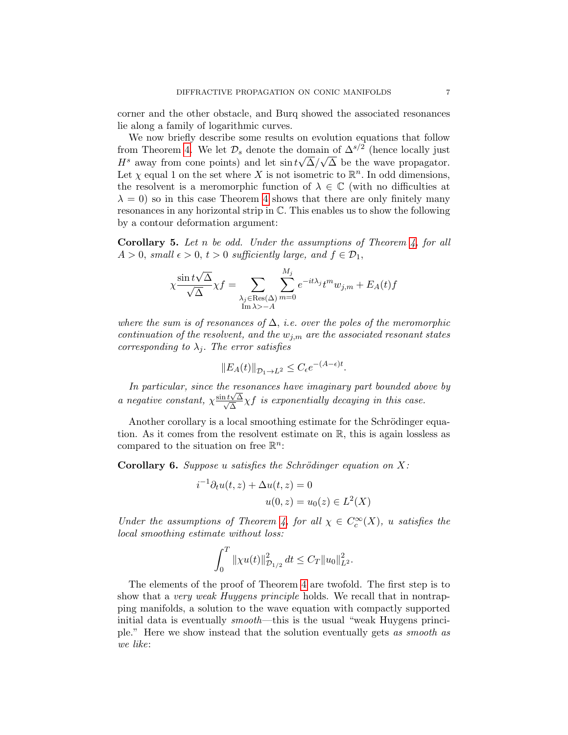corner and the other obstacle, and Burq showed the associated resonances lie along a family of logarithmic curves.

We now briefly describe some results on evolution equations that follow from Theorem 4. We let $\mathcal{D}_s$ denote the domain of $\Delta^{s/2}$ (hence locally just $H^s$ away from cone points) and let $\sin t\sqrt{\Delta}/\sqrt{\Delta}$ be the wave propagator. Let $\chi$ equal 1 on the set where $X$ is not isometric to $\mathbb{R}^n$. In odd dimensions, the resolvent is a meromorphic function of $\lambda \in \mathbb{C}$ (with no difficulties at $\lambda = 0$) so in this case Theorem 4 shows that there are only finitely many resonances in any horizontal strip in $\mathbb{C}$. This enables us to show the following by a contour deformation argument:

**Corollary 5.** *Let $n$ be odd. Under the assumptions of Theorem 4, for all $A > 0$, small $\epsilon > 0$, $t > 0$ sufficiently large, and $f \in \mathcal{D}_1$,*

$$\chi \frac{\sin t\sqrt{\Delta}}{\sqrt{\Delta}} \chi f = \sum_{\substack{\lambda_j \in \mathrm{Res}(\Delta) \\ \mathrm{Im}\,\lambda > -A}} \sum_{m=0}^{M_j} e^{-it\lambda_j} t^m w_{j,m} + E_A(t) f$$

*where the sum is of resonances of $\Delta$, i.e. over the poles of the meromorphic continuation of the resolvent, and the $w_{j,m}$ are the associated resonant states corresponding to $\lambda_j$. The error satisfies*

$$\|E_A(t)\|_{\mathcal{D}_1 \to L^2} \leq C_\epsilon e^{-(A-\epsilon)t}.$$

*In particular, since the resonances have imaginary part bounded above by a negative constant, $\chi \frac{\sin t\sqrt{\Delta}}{\sqrt{\Delta}} \chi f$ is exponentially decaying in this case.*

Another corollary is a local smoothing estimate for the Schrödinger equation. As it comes from the resolvent estimate on $\mathbb{R}$, this is again lossless as compared to the situation on free $\mathbb{R}^n$:

**Corollary 6.** *Suppose $u$ satisfies the Schrödinger equation on $X$:*

$$i^{-1}\partial_t u(t,z) + \Delta u(t,z) = 0$$
$$u(0,z) = u_0(z) \in L^2(X)$$

*Under the assumptions of Theorem 4, for all $\chi \in C_c^\infty(X)$, $u$ satisfies the local smoothing estimate without loss:*

$$\int_0^T \|\chi u(t)\|^2_{\mathcal{D}_{1/2}} \, dt \leq C_T \|u_0\|^2_{L^2}.$$

The elements of the proof of Theorem 4 are twofold. The first step is to show that a *very weak Huygens principle* holds. We recall that in nontrapping manifolds, a solution to the wave equation with compactly supported initial data is eventually *smooth*—this is the usual "weak Huygens principle." Here we show instead that the solution eventually gets *as smooth as we like*: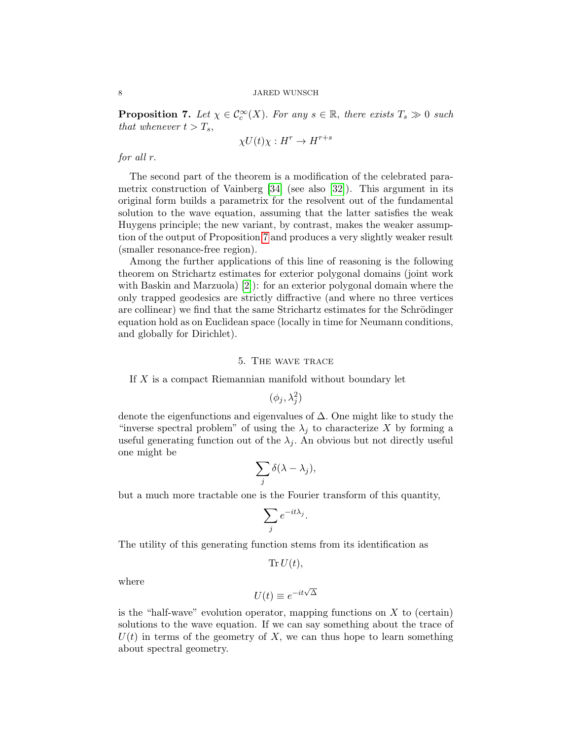**Proposition 7.** *Let $\chi \in \mathcal{C}_c^\infty(X)$. For any $s \in \mathbb{R}$, there exists $T_s \gg 0$ such that whenever $t > T_s$,*

$$\chi U(t) \chi : H^r \to H^{r+s}$$

*for all $r$.*

The second part of the theorem is a modification of the celebrated parametrix construction of Vainberg [34] (see also [32]). This argument in its original form builds a parametrix for the resolvent out of the fundamental solution to the wave equation, assuming that the latter satisfies the weak Huygens principle; the new variant, by contrast, makes the weaker assumption of the output of Proposition 7 and produces a very slightly weaker result (smaller resonance-free region).

Among the further applications of this line of reasoning is the following theorem on Strichartz estimates for exterior polygonal domains (joint work with Baskin and Marzuola) [2]): for an exterior polygonal domain where the only trapped geodesics are strictly diffractive (and where no three vertices are collinear) we find that the same Strichartz estimates for the Schrödinger equation hold as on Euclidean space (locally in time for Neumann conditions, and globally for Dirichlet).

## 5. The wave trace

If $X$ is a compact Riemannian manifold without boundary let

$$(\phi_j, \lambda_j^2)$$

denote the eigenfunctions and eigenvalues of $\Delta$. One might like to study the "inverse spectral problem" of using the $\lambda_j$ to characterize $X$ by forming a useful generating function out of the $\lambda_j$. An obvious but not directly useful one might be

$$\sum_j \delta(\lambda - \lambda_j),$$

but a much more tractable one is the Fourier transform of this quantity,

$$\sum_j e^{-it\lambda_j}.$$

The utility of this generating function stems from its identification as

$$\operatorname{Tr} U(t),$$

where

$$U(t) \equiv e^{-it\sqrt{\Delta}}$$

is the "half-wave" evolution operator, mapping functions on $X$ to (certain) solutions to the wave equation. If we can say something about the trace of $U(t)$ in terms of the geometry of $X$, we can thus hope to learn something about spectral geometry.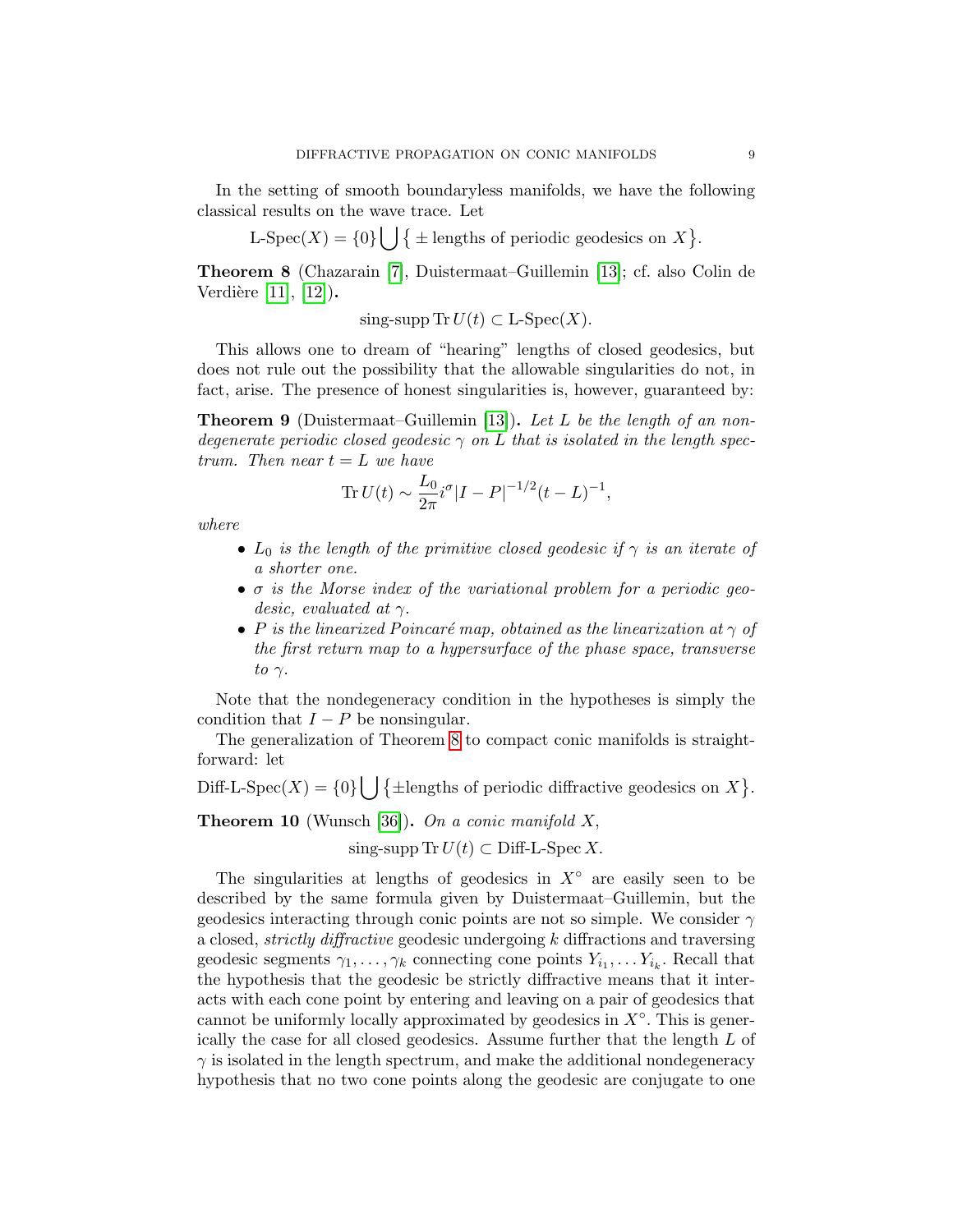In the setting of smooth boundaryless manifolds, we have the following classical results on the wave trace. Let

$$\text{L-Spec}(X) = \{0\} \bigcup \big\{ \pm \text{ lengths of periodic geodesics on } X \big\}.$$

**Theorem 8** (Chazarain [7], Duistermaat–Guillemin [13]; cf. also Colin de Verdière [11], [12])**.**

$$\text{sing-supp} \operatorname{Tr} U(t) \subset \text{L-Spec}(X).$$

This allows one to dream of "hearing" lengths of closed geodesics, but does not rule out the possibility that the allowable singularities do not, in fact, arise. The presence of honest singularities is, however, guaranteed by:

**Theorem 9** (Duistermaat–Guillemin [13])**.** *Let $L$ be the length of an nondegenerate periodic closed geodesic $\gamma$ on $L$ that is isolated in the length spectrum. Then near $t = L$ we have*

$$\operatorname{Tr} U(t) \sim \frac{L_0}{2\pi} i^{\sigma} |I - P|^{-1/2} (t - L)^{-1},$$

*where*

- *$L_0$ is the length of the primitive closed geodesic if $\gamma$ is an iterate of a shorter one.*
- *$\sigma$ is the Morse index of the variational problem for a periodic geodesic, evaluated at $\gamma$.*
- *$P$ is the linearized Poincaré map, obtained as the linearization at $\gamma$ of the first return map to a hypersurface of the phase space, transverse to $\gamma$.*

Note that the nondegeneracy condition in the hypotheses is simply the condition that $I - P$ be nonsingular.

The generalization of Theorem 8 to compact conic manifolds is straightforward: let

$$\text{Diff-L-Spec}(X) = \{0\} \bigcup \big\{ \pm \text{lengths of periodic diffractive geodesics on } X \big\}.$$

**Theorem 10** (Wunsch [36])**.** *On a conic manifold $X$,*

$$\text{sing-supp} \operatorname{Tr} U(t) \subset \text{Diff-L-Spec}\, X.$$

The singularities at lengths of geodesics in $X^\circ$ are easily seen to be described by the same formula given by Duistermaat–Guillemin, but the geodesics interacting through conic points are not so simple. We consider $\gamma$ a closed, *strictly diffractive* geodesic undergoing $k$ diffractions and traversing geodesic segments $\gamma_1, \dots, \gamma_k$ connecting cone points $Y_{i_1}, \dots Y_{i_k}$. Recall that the hypothesis that the geodesic be strictly diffractive means that it interacts with each cone point by entering and leaving on a pair of geodesics that cannot be uniformly locally approximated by geodesics in $X^\circ$. This is generically the case for all closed geodesics. Assume further that the length $L$ of $\gamma$ is isolated in the length spectrum, and make the additional nondegeneracy hypothesis that no two cone points along the geodesic are conjugate to one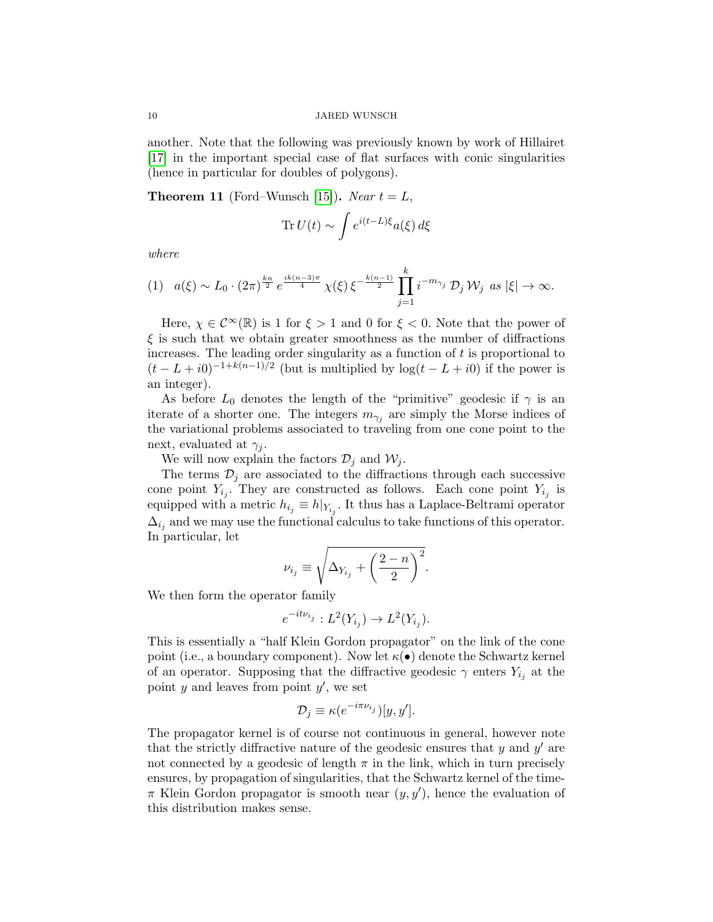another. Note that the following was previously known by work of Hillairet [17] in the important special case of flat surfaces with conic singularities (hence in particular for doubles of polygons).

**Theorem 11** (Ford–Wunsch [15])**.** *Near $t = L$,*

$$\operatorname{Tr} U(t) \sim \int e^{i(t-L)\xi} a(\xi)\, d\xi$$

*where*

$$a(\xi) \sim L_0 \cdot (2\pi)^{\frac{kn}{2}}\, e^{\frac{ik(n-3)\pi}{4}}\, \chi(\xi)\, \xi^{-\frac{k(n-1)}{2}} \prod_{j=1}^{k} i^{-m_{\gamma_j}}\, \mathcal{D}_j\, \mathcal{W}_j \ \text{ as } |\xi| \to \infty. \tag{1}$$

Here, $\chi \in \mathcal{C}^\infty(\mathbb{R})$ is 1 for $\xi > 1$ and 0 for $\xi < 0$. Note that the power of $\xi$ is such that we obtain greater smoothness as the number of diffractions increases. The leading order singularity as a function of $t$ is proportional to $(t - L + i0)^{-1+k(n-1)/2}$ (but is multiplied by $\log(t - L + i0)$ if the power is an integer).

As before $L_0$ denotes the length of the "primitive" geodesic if $\gamma$ is an iterate of a shorter one. The integers $m_{\gamma_j}$ are simply the Morse indices of the variational problems associated to traveling from one cone point to the next, evaluated at $\gamma_j$.

We will now explain the factors $\mathcal{D}_j$ and $\mathcal{W}_j$.

The terms $\mathcal{D}_j$ are associated to the diffractions through each successive cone point $Y_{i_j}$. They are constructed as follows. Each cone point $Y_{i_j}$ is equipped with a metric $h_{i_j} \equiv h|_{Y_{i_j}}$. It thus has a Laplace-Beltrami operator $\Delta_{i_j}$ and we may use the functional calculus to take functions of this operator. In particular, let

$$\nu_{i_j} \equiv \sqrt{\Delta_{Y_{i_j}} + \left(\frac{2-n}{2}\right)^2}.$$

We then form the operator family

$$e^{-it\nu_{i_j}} : L^2(Y_{i_j}) \to L^2(Y_{i_j}).$$

This is essentially a "half Klein Gordon propagator" on the link of the cone point (i.e., a boundary component). Now let $\kappa(\bullet)$ denote the Schwartz kernel of an operator. Supposing that the diffractive geodesic $\gamma$ enters $Y_{i_j}$ at the point $y$ and leaves from point $y'$, we set

$$\mathcal{D}_j \equiv \kappa(e^{-i\pi\nu_{i_j}})[y, y'].$$

The propagator kernel is of course not continuous in general, however note that the strictly diffractive nature of the geodesic ensures that $y$ and $y'$ are not connected by a geodesic of length $\pi$ in the link, which in turn precisely ensures, by propagation of singularities, that the Schwartz kernel of the time-$\pi$ Klein Gordon propagator is smooth near $(y, y')$, hence the evaluation of this distribution makes sense.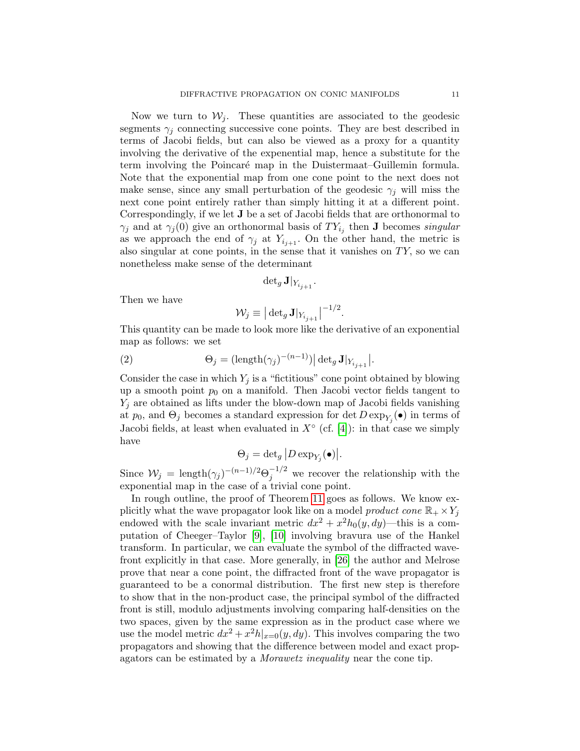Now we turn to $\mathcal{W}_j$. These quantities are associated to the geodesic segments $\gamma_j$ connecting successive cone points. They are best described in terms of Jacobi fields, but can also be viewed as a proxy for a quantity involving the derivative of the expenential map, hence a substitute for the term involving the Poincaré map in the Duistermaat–Guillemin formula. Note that the exponential map from one cone point to the next does not make sense, since any small perturbation of the geodesic $\gamma_j$ will miss the next cone point entirely rather than simply hitting it at a different point. Correspondingly, if we let $\mathbf{J}$ be a set of Jacobi fields that are orthonormal to $\gamma_j$ and at $\gamma_j(0)$ give an orthonormal basis of $TY_{i_j}$ then $\mathbf{J}$ becomes *singular* as we approach the end of $\gamma_j$ at $Y_{i_{j+1}}$. On the other hand, the metric is also singular at cone points, in the sense that it vanishes on $TY$, so we can nonetheless make sense of the determinant

$$\det_g \mathbf{J}|_{Y_{i_{j+1}}}.$$

Then we have

$$\mathcal{W}_j \equiv \big|\det_g \mathbf{J}|_{Y_{i_{j+1}}}\big|^{-1/2}.$$

This quantity can be made to look more like the derivative of an exponential map as follows: we set

$$\Theta_j = (\operatorname{length}(\gamma_j)^{-(n-1)})\big|\det_g \mathbf{J}|_{Y_{i_{j+1}}}\big|. \tag{2}$$

Consider the case in which $Y_j$ is a "fictitious" cone point obtained by blowing up a smooth point $p_0$ on a manifold. Then Jacobi vector fields tangent to $Y_j$ are obtained as lifts under the blow-down map of Jacobi fields vanishing at $p_0$, and $\Theta_j$ becomes a standard expression for $\det D\exp_{Y_j}(\bullet)$ in terms of Jacobi fields, at least when evaluated in $X^\circ$ (cf. [4]): in that case we simply have

$$\Theta_j = \det_g \big|D\exp_{Y_j}(\bullet)\big|.$$

Since $\mathcal{W}_j = \operatorname{length}(\gamma_j)^{-(n-1)/2}\Theta_j^{-1/2}$ we recover the relationship with the exponential map in the case of a trivial cone point.

In rough outline, the proof of Theorem 11 goes as follows. We know explicitly what the wave propagator look like on a model *product cone* $\mathbb{R}_+ \times Y_j$ endowed with the scale invariant metric $dx^2 + x^2 h_0(y, dy)$—this is a computation of Cheeger–Taylor [9], [10] involving bravura use of the Hankel transform. In particular, we can evaluate the symbol of the diffracted wavefront explicitly in that case. More generally, in [26] the author and Melrose prove that near a cone point, the diffracted front of the wave propagator is guaranteed to be a conormal distribution. The first new step is therefore to show that in the non-product case, the principal symbol of the diffracted front is still, modulo adjustments involving comparing half-densities on the two spaces, given by the same expression as in the product case where we use the model metric $dx^2 + x^2 h|_{x=0}(y, dy)$. This involves comparing the two propagators and showing that the difference between model and exact propagators can be estimated by a *Morawetz inequality* near the cone tip.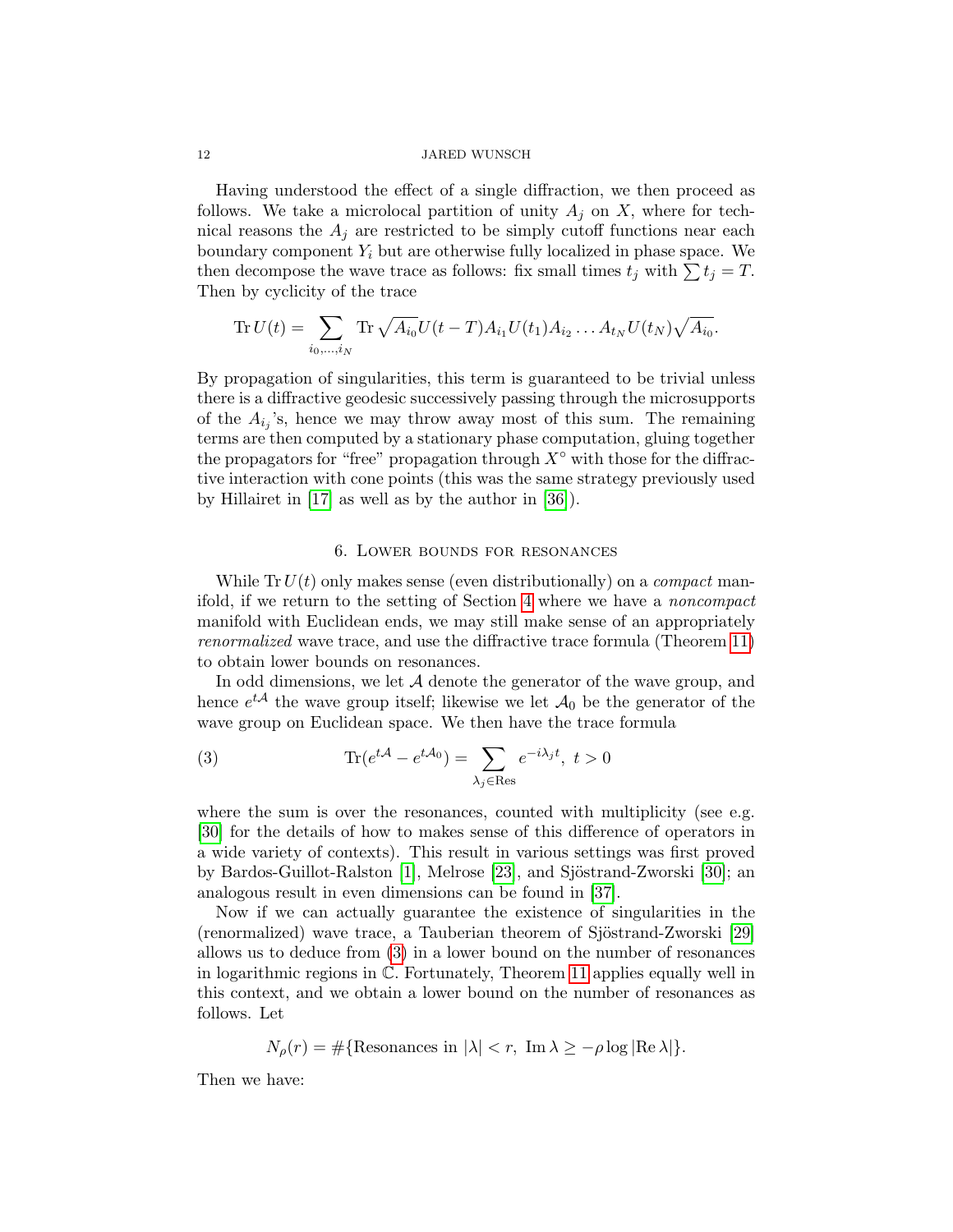Having understood the effect of a single diffraction, we then proceed as follows. We take a microlocal partition of unity $A_j$ on $X$, where for technical reasons the $A_j$ are restricted to be simply cutoff functions near each boundary component $Y_i$ but are otherwise fully localized in phase space. We then decompose the wave trace as follows: fix small times $t_j$ with $\sum t_j = T$. Then by cyclicity of the trace

$$\operatorname{Tr} U(t) = \sum_{i_0,\dots,i_N} \operatorname{Tr} \sqrt{A_{i_0}} U(t-T) A_{i_1} U(t_1) A_{i_2} \dots A_{t_N} U(t_N) \sqrt{A_{i_0}}.$$

By propagation of singularities, this term is guaranteed to be trivial unless there is a diffractive geodesic successively passing through the microsupports of the $A_{i_j}$'s, hence we may throw away most of this sum. The remaining terms are then computed by a stationary phase computation, gluing together the propagators for "free" propagation through $X^\circ$ with those for the diffractive interaction with cone points (this was the same strategy previously used by Hillairet in [17] as well as by the author in [36]).

## 6. Lower bounds for resonances

While $\operatorname{Tr} U(t)$ only makes sense (even distributionally) on a *compact* manifold, if we return to the setting of Section 4 where we have a *noncompact* manifold with Euclidean ends, we may still make sense of an appropriately *renormalized* wave trace, and use the diffractive trace formula (Theorem 11) to obtain lower bounds on resonances.

In odd dimensions, we let $\mathcal{A}$ denote the generator of the wave group, and hence $e^{t\mathcal{A}}$ the wave group itself; likewise we let $\mathcal{A}_0$ be the generator of the wave group on Euclidean space. We then have the trace formula

$$\operatorname{Tr}(e^{t\mathcal{A}} - e^{t\mathcal{A}_0}) = \sum_{\lambda_j \in \mathrm{Res}} e^{-i\lambda_j t}, \ t > 0 \tag{3}$$

where the sum is over the resonances, counted with multiplicity (see e.g. [30] for the details of how to makes sense of this difference of operators in a wide variety of contexts). This result in various settings was first proved by Bardos-Guillot-Ralston [1], Melrose [23], and Sjöstrand-Zworski [30]; an analogous result in even dimensions can be found in [37].

Now if we can actually guarantee the existence of singularities in the (renormalized) wave trace, a Tauberian theorem of Sjöstrand-Zworski [29] allows us to deduce from (3) in a lower bound on the number of resonances in logarithmic regions in $\mathbb{C}$. Fortunately, Theorem 11 applies equally well in this context, and we obtain a lower bound on the number of resonances as follows. Let

$$N_\rho(r) = \#\{\text{Resonances in } |\lambda| < r,\ \operatorname{Im} \lambda \geq -\rho \log |\operatorname{Re} \lambda|\}.$$

Then we have: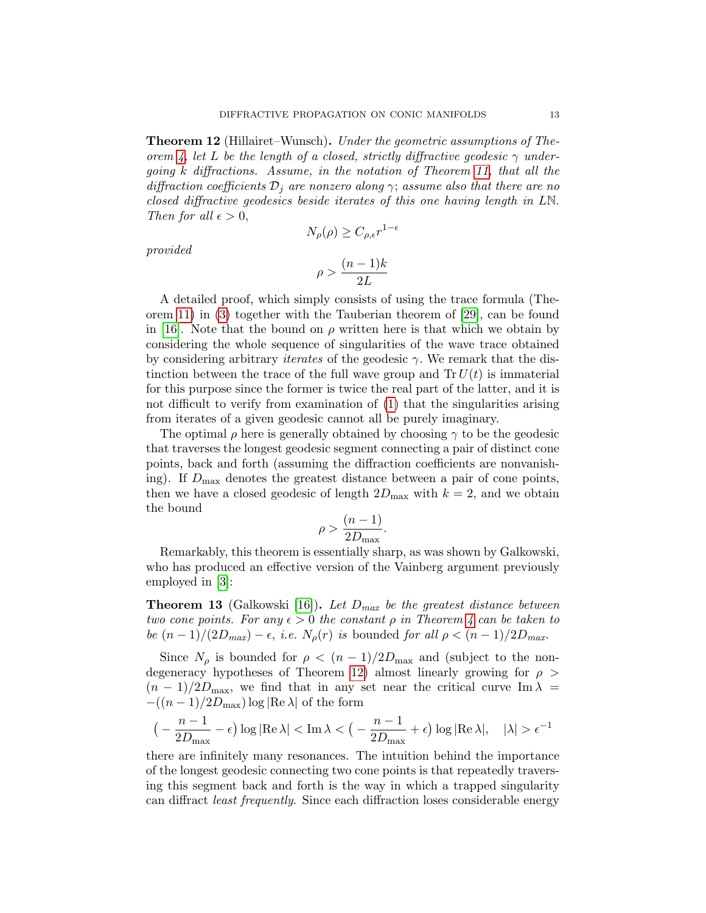**Theorem 12** (Hillairet–Wunsch)**.** *Under the geometric assumptions of Theorem 4, let $L$ be the length of a closed, strictly diffractive geodesic $\gamma$ undergoing $k$ diffractions. Assume, in the notation of Theorem 11, that all the diffraction coefficients $\mathcal{D}_j$ are nonzero along $\gamma$; assume also that there are no closed diffractive geodesics beside iterates of this one having length in $L\mathbb{N}$. Then for all $\epsilon > 0$,*

$$N_\rho(\rho) \geq C_{\rho,\epsilon} r^{1-\epsilon}$$

*provided*

$$\rho > \frac{(n-1)k}{2L}$$

A detailed proof, which simply consists of using the trace formula (Theorem 11) in (3) together with the Tauberian theorem of [29], can be found in [16]. Note that the bound on $\rho$ written here is that which we obtain by considering the whole sequence of singularities of the wave trace obtained by considering arbitrary *iterates* of the geodesic $\gamma$. We remark that the distinction between the trace of the full wave group and $\operatorname{Tr} U(t)$ is immaterial for this purpose since the former is twice the real part of the latter, and it is not difficult to verify from examination of (1) that the singularities arising from iterates of a given geodesic cannot all be purely imaginary.

The optimal $\rho$ here is generally obtained by choosing $\gamma$ to be the geodesic that traverses the longest geodesic segment connecting a pair of distinct cone points, back and forth (assuming the diffraction coefficients are nonvanishing). If $D_{\max}$ denotes the greatest distance between a pair of cone points, then we have a closed geodesic of length $2D_{\max}$ with $k = 2$, and we obtain the bound

$$\rho > \frac{(n-1)}{2D_{\max}}.$$

Remarkably, this theorem is essentially sharp, as was shown by Galkowski, who has produced an effective version of the Vainberg argument previously employed in [3]:

**Theorem 13** (Galkowski [16])**.** *Let $D_{max}$ be the greatest distance between two cone points. For any $\epsilon > 0$ the constant $\rho$ in Theorem 4 can be taken to be $(n-1)/(2D_{max}) - \epsilon$, i.e. $N_\rho(r)$ is* bounded *for all $\rho < (n-1)/2D_{max}$.*

Since $N_\rho$ is bounded for $\rho < (n-1)/2D_{\max}$ and (subject to the nondegeneracy hypotheses of Theorem 12) almost linearly growing for $\rho > (n-1)/2D_{\max}$, we find that in any set near the critical curve $\operatorname{Im}\lambda = -((n-1)/2D_{\max})\log|\operatorname{Re}\lambda|$ of the form

$$\Big(-\frac{n-1}{2D_{\max}} - \epsilon\Big)\log|\operatorname{Re}\lambda| < \operatorname{Im}\lambda < \Big(-\frac{n-1}{2D_{\max}} + \epsilon\Big)\log|\operatorname{Re}\lambda|, \quad |\lambda| > \epsilon^{-1}$$

there are infinitely many resonances. The intuition behind the importance of the longest geodesic connecting two cone points is that repeatedly traversing this segment back and forth is the way in which a trapped singularity can diffract *least frequently*. Since each diffraction loses considerable energy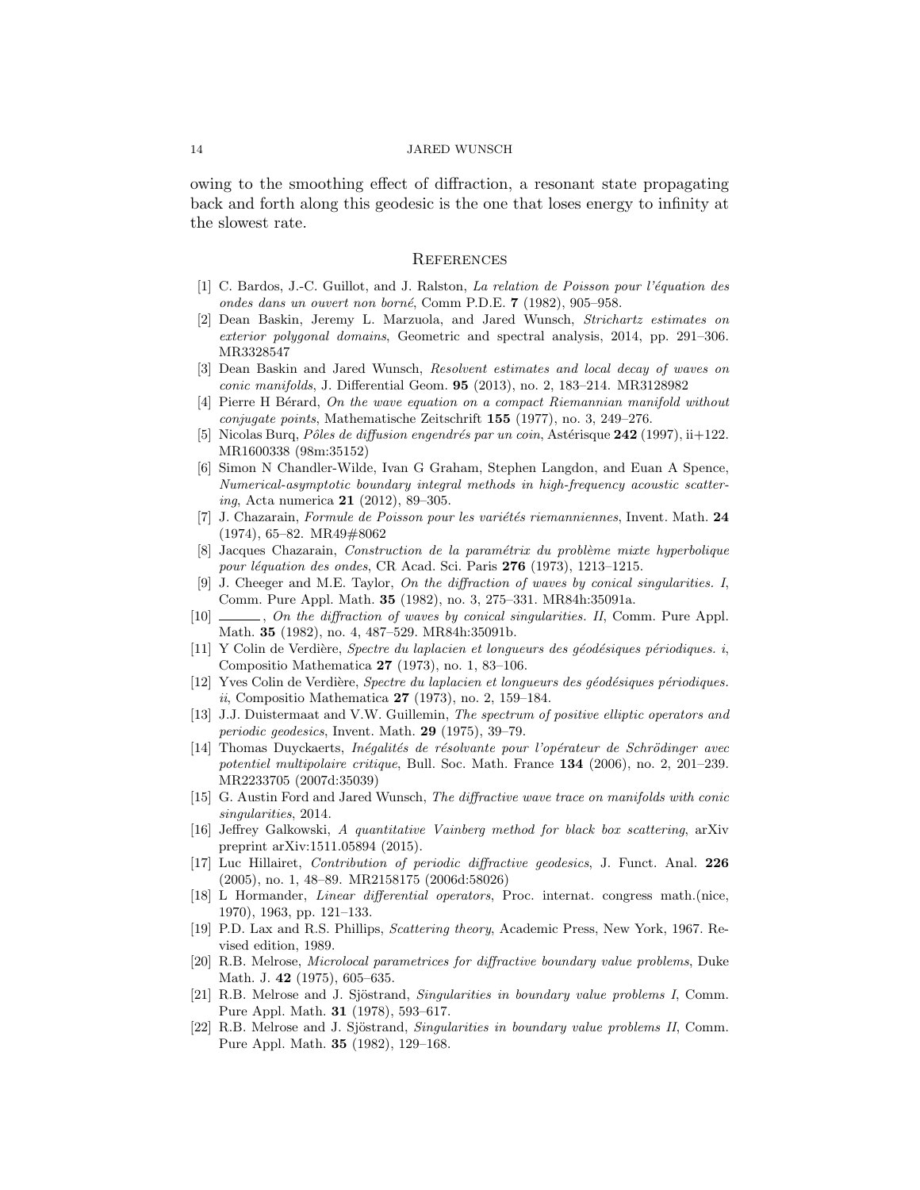owing to the smoothing effect of diffraction, a resonant state propagating back and forth along this geodesic is the one that loses energy to infinity at the slowest rate.

## References

[1] C. Bardos, J.-C. Guillot, and J. Ralston, *La relation de Poisson pour l'équation des ondes dans un ouvert non borné*, Comm P.D.E. **7** (1982), 905–958.

[2] Dean Baskin, Jeremy L. Marzuola, and Jared Wunsch, *Strichartz estimates on exterior polygonal domains*, Geometric and spectral analysis, 2014, pp. 291–306. MR3328547

[3] Dean Baskin and Jared Wunsch, *Resolvent estimates and local decay of waves on conic manifolds*, J. Differential Geom. **95** (2013), no. 2, 183–214. MR3128982

[4] Pierre H Bérard, *On the wave equation on a compact Riemannian manifold without conjugate points*, Mathematische Zeitschrift **155** (1977), no. 3, 249–276.

[5] Nicolas Burq, *Pôles de diffusion engendrés par un coin*, Astérisque **242** (1997), ii+122. MR1600338 (98m:35152)

[6] Simon N Chandler-Wilde, Ivan G Graham, Stephen Langdon, and Euan A Spence, *Numerical-asymptotic boundary integral methods in high-frequency acoustic scattering*, Acta numerica **21** (2012), 89–305.

[7] J. Chazarain, *Formule de Poisson pour les variétés riemanniennes*, Invent. Math. **24** (1974), 65–82. MR49#8062

[8] Jacques Chazarain, *Construction de la paramétrix du problème mixte hyperbolique pour léquation des ondes*, CR Acad. Sci. Paris **276** (1973), 1213–1215.

[9] J. Cheeger and M.E. Taylor, *On the diffraction of waves by conical singularities. I*, Comm. Pure Appl. Math. **35** (1982), no. 3, 275–331. MR84h:35091a.

[10] ———, *On the diffraction of waves by conical singularities. II*, Comm. Pure Appl. Math. **35** (1982), no. 4, 487–529. MR84h:35091b.

[11] Y Colin de Verdière, *Spectre du laplacien et longueurs des géodésiques périodiques. i*, Compositio Mathematica **27** (1973), no. 1, 83–106.

[12] Yves Colin de Verdière, *Spectre du laplacien et longueurs des géodésiques périodiques. ii*, Compositio Mathematica **27** (1973), no. 2, 159–184.

[13] J.J. Duistermaat and V.W. Guillemin, *The spectrum of positive elliptic operators and periodic geodesics*, Invent. Math. **29** (1975), 39–79.

[14] Thomas Duyckaerts, *Inégalités de résolvante pour l'opérateur de Schrödinger avec potentiel multipolaire critique*, Bull. Soc. Math. France **134** (2006), no. 2, 201–239. MR2233705 (2007d:35039)

[15] G. Austin Ford and Jared Wunsch, *The diffractive wave trace on manifolds with conic singularities*, 2014.

[16] Jeffrey Galkowski, *A quantitative Vainberg method for black box scattering*, arXiv preprint arXiv:1511.05894 (2015).

[17] Luc Hillairet, *Contribution of periodic diffractive geodesics*, J. Funct. Anal. **226** (2005), no. 1, 48–89. MR2158175 (2006d:58026)

[18] L Hormander, *Linear differential operators*, Proc. internat. congress math.(nice, 1970), 1963, pp. 121–133.

[19] P.D. Lax and R.S. Phillips, *Scattering theory*, Academic Press, New York, 1967. Revised edition, 1989.

[20] R.B. Melrose, *Microlocal parametrices for diffractive boundary value problems*, Duke Math. J. **42** (1975), 605–635.

[21] R.B. Melrose and J. Sjöstrand, *Singularities in boundary value problems I*, Comm. Pure Appl. Math. **31** (1978), 593–617.

[22] R.B. Melrose and J. Sjöstrand, *Singularities in boundary value problems II*, Comm. Pure Appl. Math. **35** (1982), 129–168.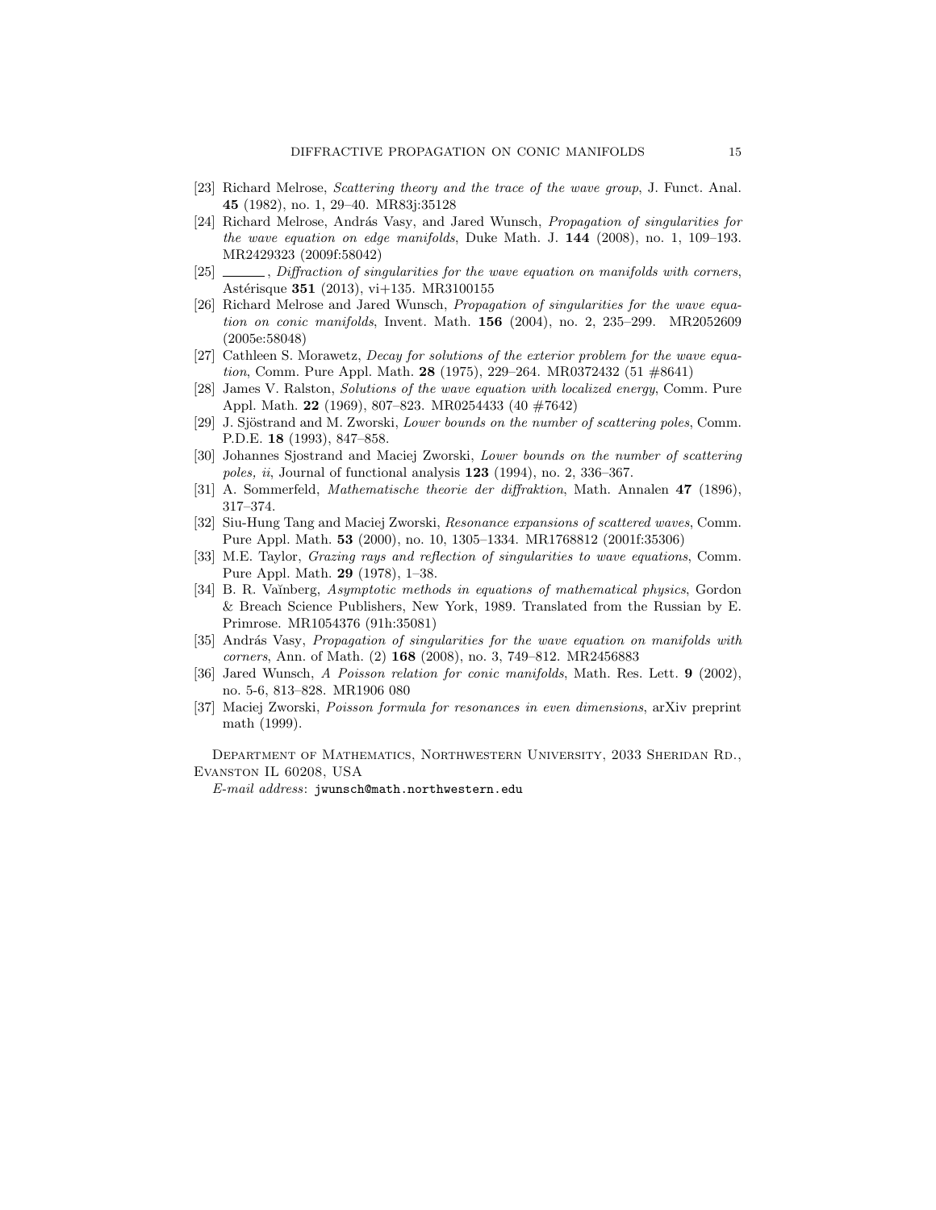[23] Richard Melrose, *Scattering theory and the trace of the wave group*, J. Funct. Anal. **45** (1982), no. 1, 29–40. MR83j:35128

[24] Richard Melrose, András Vasy, and Jared Wunsch, *Propagation of singularities for the wave equation on edge manifolds*, Duke Math. J. **144** (2008), no. 1, 109–193. MR2429323 (2009f:58042)

[25] ______, *Diffraction of singularities for the wave equation on manifolds with corners*, Astérisque **351** (2013), vi+135. MR3100155

[26] Richard Melrose and Jared Wunsch, *Propagation of singularities for the wave equation on conic manifolds*, Invent. Math. **156** (2004), no. 2, 235–299. MR2052609 (2005e:58048)

[27] Cathleen S. Morawetz, *Decay for solutions of the exterior problem for the wave equation*, Comm. Pure Appl. Math. **28** (1975), 229–264. MR0372432 (51 #8641)

[28] James V. Ralston, *Solutions of the wave equation with localized energy*, Comm. Pure Appl. Math. **22** (1969), 807–823. MR0254433 (40 #7642)

[29] J. Sjöstrand and M. Zworski, *Lower bounds on the number of scattering poles*, Comm. P.D.E. **18** (1993), 847–858.

[30] Johannes Sjostrand and Maciej Zworski, *Lower bounds on the number of scattering poles, ii*, Journal of functional analysis **123** (1994), no. 2, 336–367.

[31] A. Sommerfeld, *Mathematische theorie der diffraktion*, Math. Annalen **47** (1896), 317–374.

[32] Siu-Hung Tang and Maciej Zworski, *Resonance expansions of scattered waves*, Comm. Pure Appl. Math. **53** (2000), no. 10, 1305–1334. MR1768812 (2001f:35306)

[33] M.E. Taylor, *Grazing rays and reflection of singularities to wave equations*, Comm. Pure Appl. Math. **29** (1978), 1–38.

[34] B. R. Vaĭnberg, *Asymptotic methods in equations of mathematical physics*, Gordon & Breach Science Publishers, New York, 1989. Translated from the Russian by E. Primrose. MR1054376 (91h:35081)

[35] András Vasy, *Propagation of singularities for the wave equation on manifolds with corners*, Ann. of Math. (2) **168** (2008), no. 3, 749–812. MR2456883

[36] Jared Wunsch, *A Poisson relation for conic manifolds*, Math. Res. Lett. **9** (2002), no. 5-6, 813–828. MR1906 080

[37] Maciej Zworski, *Poisson formula for resonances in even dimensions*, arXiv preprint math (1999).

Department of Mathematics, Northwestern University, 2033 Sheridan Rd., Evanston IL 60208, USA

*E-mail address*: jwunsch@math.northwestern.edu